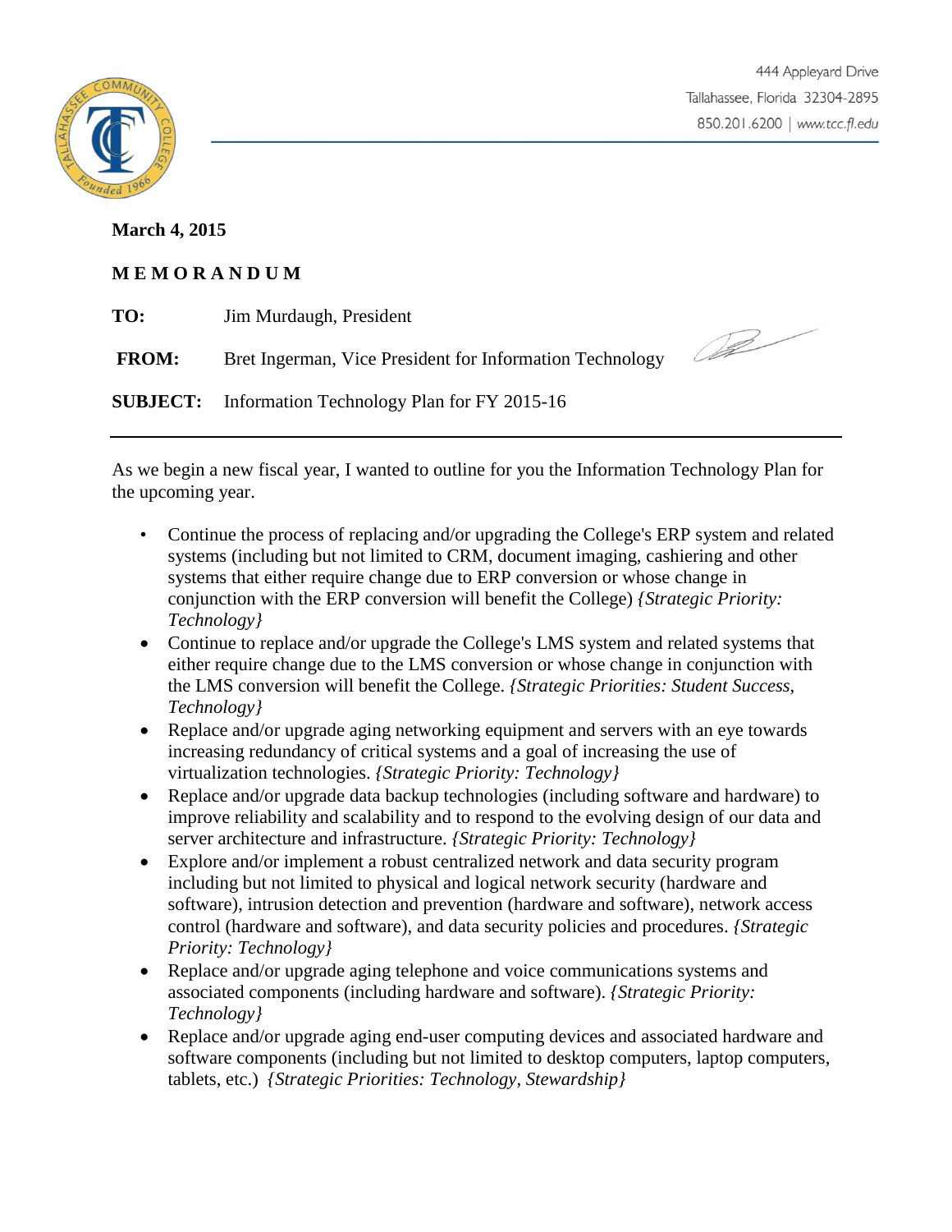444 Appleyard Drive
Tallahassee, Florida 32304-2895
850.201.6200 | www.tcc.fl.edu

**March 4, 2015**

**M E M O R A N D U M**

**TO:** Jim Murdaugh, President

**FROM:** Bret Ingerman, Vice President for Information Technology

**SUBJECT:** Information Technology Plan for FY 2015-16

---

As we begin a new fiscal year, I wanted to outline for you the Information Technology Plan for the upcoming year.

- Continue the process of replacing and/or upgrading the College's ERP system and related systems (including but not limited to CRM, document imaging, cashiering and other systems that either require change due to ERP conversion or whose change in conjunction with the ERP conversion will benefit the College) *{Strategic Priority: Technology}*
- Continue to replace and/or upgrade the College's LMS system and related systems that either require change due to the LMS conversion or whose change in conjunction with the LMS conversion will benefit the College. *{Strategic Priorities: Student Success, Technology}*
- Replace and/or upgrade aging networking equipment and servers with an eye towards increasing redundancy of critical systems and a goal of increasing the use of virtualization technologies. *{Strategic Priority: Technology}*
- Replace and/or upgrade data backup technologies (including software and hardware) to improve reliability and scalability and to respond to the evolving design of our data and server architecture and infrastructure. *{Strategic Priority: Technology}*
- Explore and/or implement a robust centralized network and data security program including but not limited to physical and logical network security (hardware and software), intrusion detection and prevention (hardware and software), network access control (hardware and software), and data security policies and procedures. *{Strategic Priority: Technology}*
- Replace and/or upgrade aging telephone and voice communications systems and associated components (including hardware and software). *{Strategic Priority: Technology}*
- Replace and/or upgrade aging end-user computing devices and associated hardware and software components (including but not limited to desktop computers, laptop computers, tablets, etc.) *{Strategic Priorities: Technology, Stewardship}*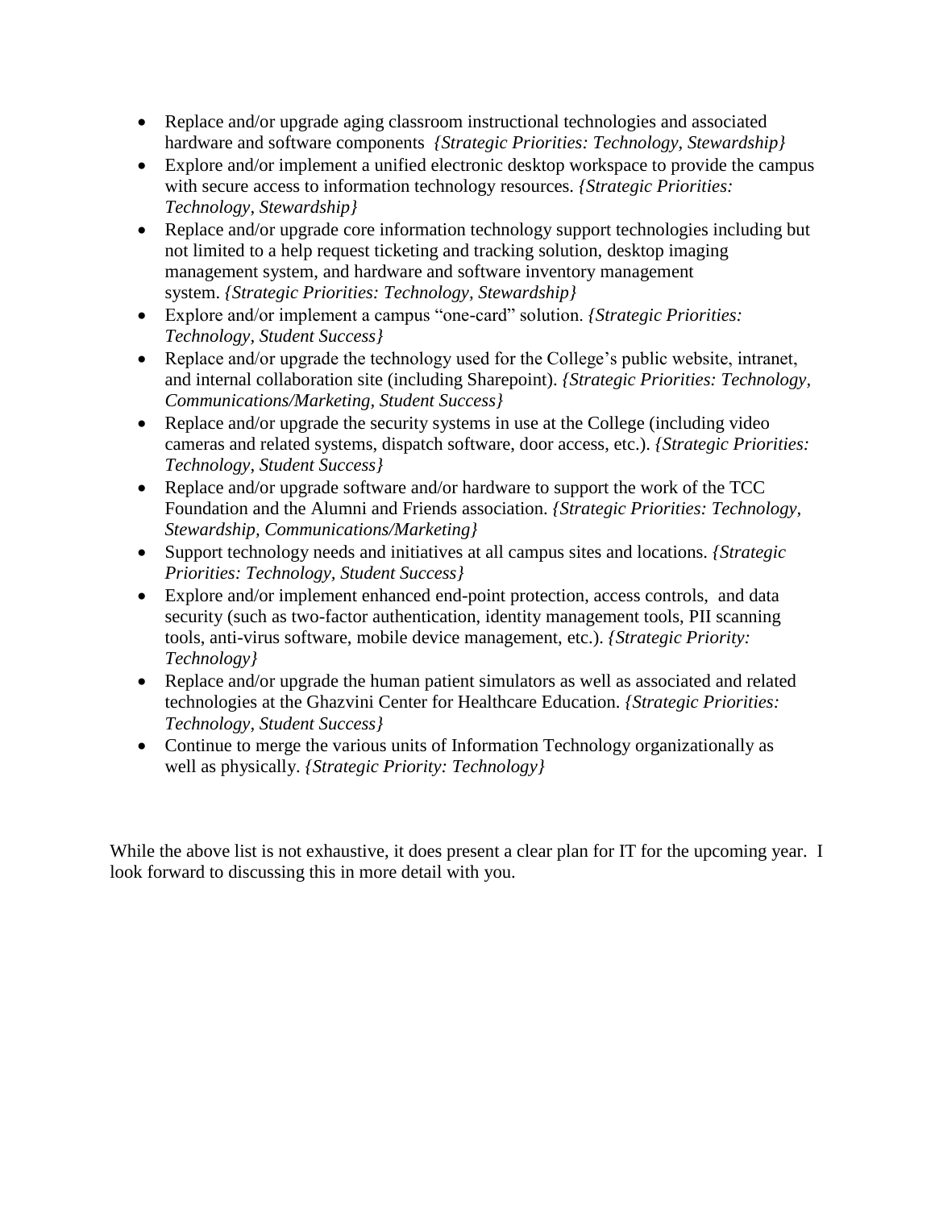- Replace and/or upgrade aging classroom instructional technologies and associated hardware and software components *{Strategic Priorities: Technology, Stewardship}*
- Explore and/or implement a unified electronic desktop workspace to provide the campus with secure access to information technology resources. *{Strategic Priorities: Technology, Stewardship}*
- Replace and/or upgrade core information technology support technologies including but not limited to a help request ticketing and tracking solution, desktop imaging management system, and hardware and software inventory management system. *{Strategic Priorities: Technology, Stewardship}*
- Explore and/or implement a campus "one-card" solution. *{Strategic Priorities: Technology, Student Success}*
- Replace and/or upgrade the technology used for the College's public website, intranet, and internal collaboration site (including Sharepoint). *{Strategic Priorities: Technology, Communications/Marketing, Student Success}*
- Replace and/or upgrade the security systems in use at the College (including video cameras and related systems, dispatch software, door access, etc.). *{Strategic Priorities: Technology, Student Success}*
- Replace and/or upgrade software and/or hardware to support the work of the TCC Foundation and the Alumni and Friends association. *{Strategic Priorities: Technology, Stewardship, Communications/Marketing}*
- Support technology needs and initiatives at all campus sites and locations. *{Strategic Priorities: Technology, Student Success}*
- Explore and/or implement enhanced end-point protection, access controls, and data security (such as two-factor authentication, identity management tools, PII scanning tools, anti-virus software, mobile device management, etc.). *{Strategic Priority: Technology}*
- Replace and/or upgrade the human patient simulators as well as associated and related technologies at the Ghazvini Center for Healthcare Education. *{Strategic Priorities: Technology, Student Success}*
- Continue to merge the various units of Information Technology organizationally as well as physically. *{Strategic Priority: Technology}*

While the above list is not exhaustive, it does present a clear plan for IT for the upcoming year. I look forward to discussing this in more detail with you.